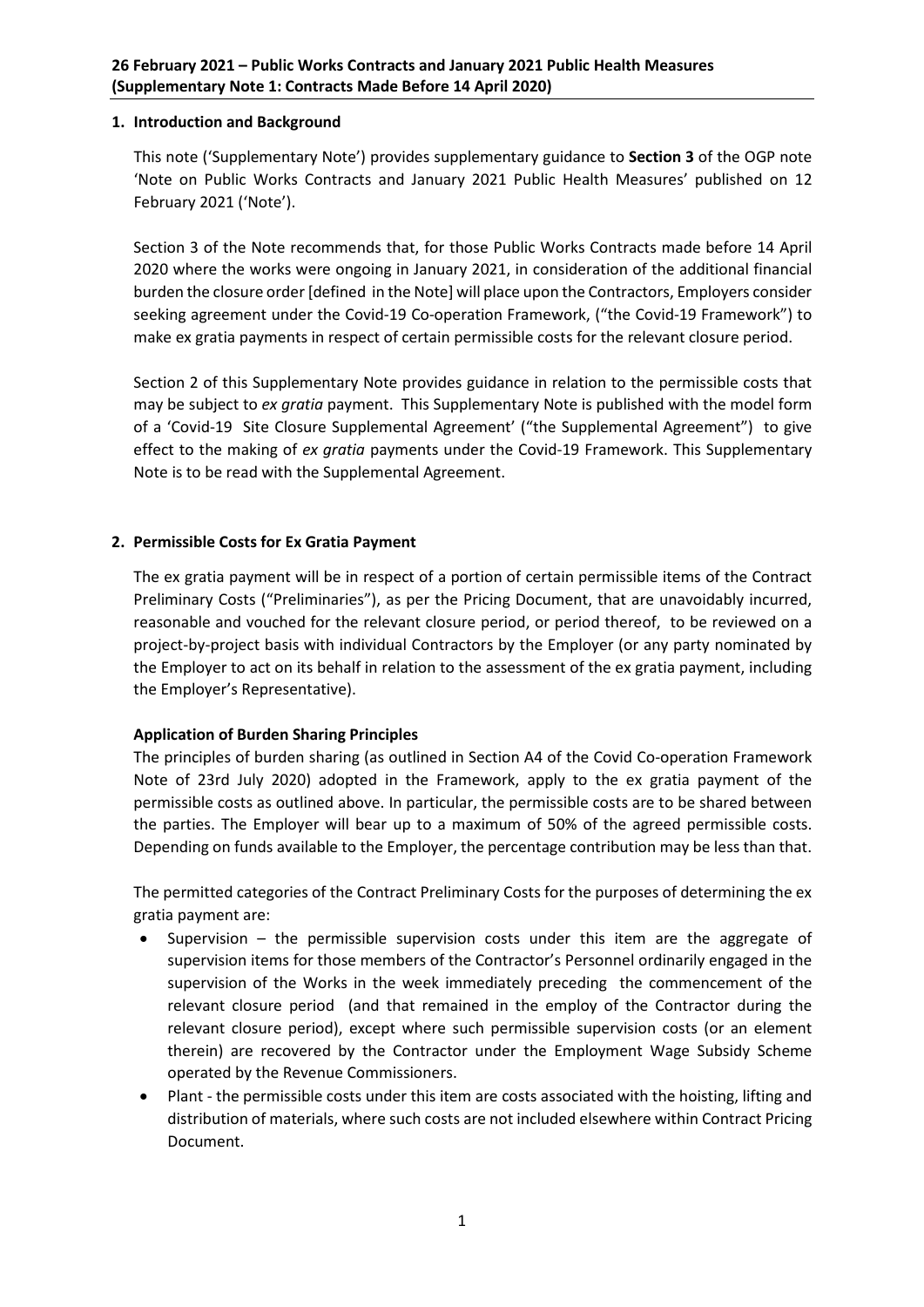# 26 February 2021 – Public Works Contracts and January 2021 Public Health Measures (Supplementary Note 1: Contracts Made Before 14 April 2020)

## 1. Introduction and Background

This note ('Supplementary Note') provides supplementary guidance to **Section 3** of the OGP note 'Note on Public Works Contracts and January 2021 Public Health Measures' published on 12 February 2021 ('Note').

Section 3 of the Note recommends that, for those Public Works Contracts made before 14 April 2020 where the works were ongoing in January 2021, in consideration of the additional financial burden the closure order [defined in the Note] will place upon the Contractors, Employers consider seeking agreement under the Covid-19 Co-operation Framework, ("the Covid-19 Framework") to make ex gratia payments in respect of certain permissible costs for the relevant closure period.

Section 2 of this Supplementary Note provides guidance in relation to the permissible costs that may be subject to *ex gratia* payment. This Supplementary Note is published with the model form of a 'Covid-19 Site Closure Supplemental Agreement' ("the Supplemental Agreement") to give effect to the making of *ex gratia* payments under the Covid-19 Framework. This Supplementary Note is to be read with the Supplemental Agreement.

## 2. Permissible Costs for Ex Gratia Payment

The ex gratia payment will be in respect of a portion of certain permissible items of the Contract Preliminary Costs ("Preliminaries"), as per the Pricing Document, that are unavoidably incurred, reasonable and vouched for the relevant closure period, or period thereof, to be reviewed on a project-by-project basis with individual Contractors by the Employer (or any party nominated by the Employer to act on its behalf in relation to the assessment of the ex gratia payment, including the Employer's Representative).

### Application of Burden Sharing Principles

The principles of burden sharing (as outlined in Section A4 of the Covid Co-operation Framework Note of 23rd July 2020) adopted in the Framework, apply to the ex gratia payment of the permissible costs as outlined above. In particular, the permissible costs are to be shared between the parties. The Employer will bear up to a maximum of 50% of the agreed permissible costs. Depending on funds available to the Employer, the percentage contribution may be less than that.

The permitted categories of the Contract Preliminary Costs for the purposes of determining the ex gratia payment are:

- Supervision – the permissible supervision costs under this item are the aggregate of supervision items for those members of the Contractor's Personnel ordinarily engaged in the supervision of the Works in the week immediately preceding the commencement of the relevant closure period (and that remained in the employ of the Contractor during the relevant closure period), except where such permissible supervision costs (or an element therein) are recovered by the Contractor under the Employment Wage Subsidy Scheme operated by the Revenue Commissioners.
- Plant - the permissible costs under this item are costs associated with the hoisting, lifting and distribution of materials, where such costs are not included elsewhere within Contract Pricing Document.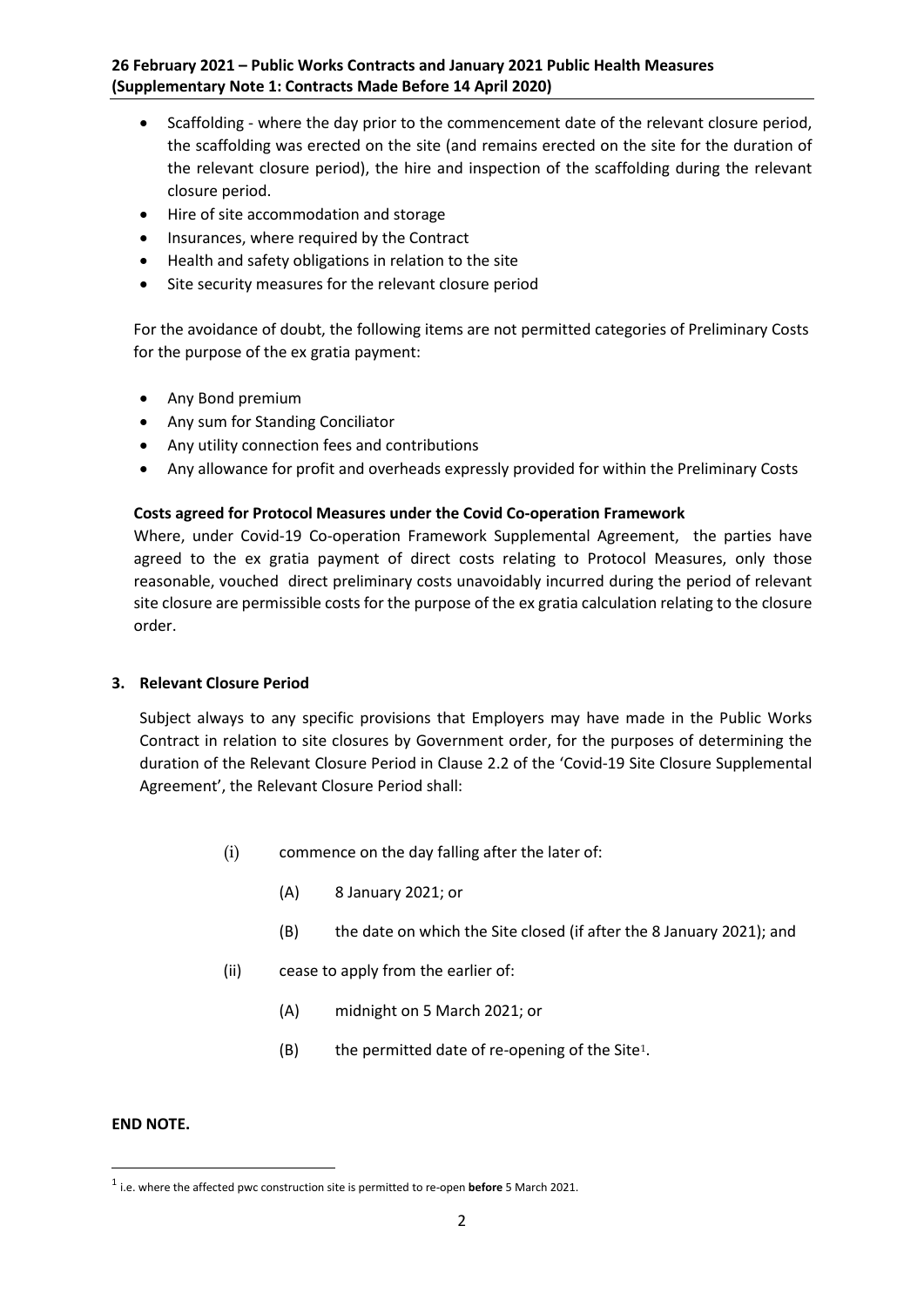- Scaffolding - where the day prior to the commencement date of the relevant closure period, the scaffolding was erected on the site (and remains erected on the site for the duration of the relevant closure period), the hire and inspection of the scaffolding during the relevant closure period.
- Hire of site accommodation and storage
- Insurances, where required by the Contract
- Health and safety obligations in relation to the site
- Site security measures for the relevant closure period

For the avoidance of doubt, the following items are not permitted categories of Preliminary Costs for the purpose of the ex gratia payment:

- Any Bond premium
- Any sum for Standing Conciliator
- Any utility connection fees and contributions
- Any allowance for profit and overheads expressly provided for within the Preliminary Costs

**Costs agreed for Protocol Measures under the Covid Co-operation Framework**

Where, under Covid-19 Co-operation Framework Supplemental Agreement, the parties have agreed to the ex gratia payment of direct costs relating to Protocol Measures, only those reasonable, vouched direct preliminary costs unavoidably incurred during the period of relevant site closure are permissible costs for the purpose of the ex gratia calculation relating to the closure order.

## 3. Relevant Closure Period

Subject always to any specific provisions that Employers may have made in the Public Works Contract in relation to site closures by Government order, for the purposes of determining the duration of the Relevant Closure Period in Clause 2.2 of the 'Covid-19 Site Closure Supplemental Agreement', the Relevant Closure Period shall:

(i) commence on the day falling after the later of:

(A) 8 January 2021; or

(B) the date on which the Site closed (if after the 8 January 2021); and

(ii) cease to apply from the earlier of:

(A) midnight on 5 March 2021; or

(B) the permitted date of re-opening of the Site[1].

**END NOTE.**

[1] i.e. where the affected pwc construction site is permitted to re-open **before** 5 March 2021.